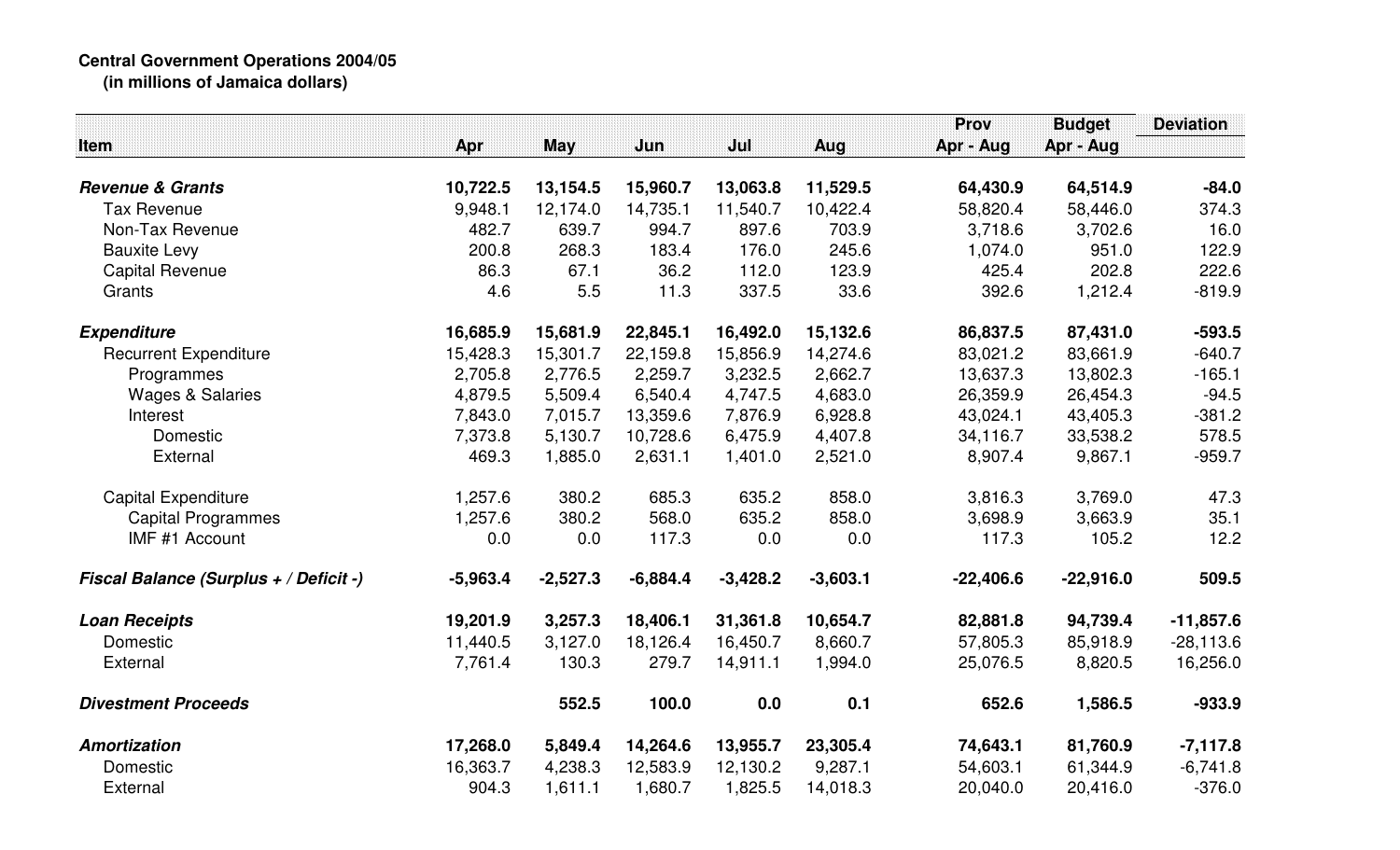**Central Government Operations 2004/05**
**(in millions of Jamaica dollars)**

| Item | Apr | May | Jun | Jul | Aug | Prov Apr - Aug | Budget Apr - Aug | Deviation |
|---|---|---|---|---|---|---|---|---|
| ***Revenue & Grants*** | **10,722.5** | **13,154.5** | **15,960.7** | **13,063.8** | **11,529.5** | **64,430.9** | **64,514.9** | **-84.0** |
| Tax Revenue | 9,948.1 | 12,174.0 | 14,735.1 | 11,540.7 | 10,422.4 | 58,820.4 | 58,446.0 | 374.3 |
| Non-Tax Revenue | 482.7 | 639.7 | 994.7 | 897.6 | 703.9 | 3,718.6 | 3,702.6 | 16.0 |
| Bauxite Levy | 200.8 | 268.3 | 183.4 | 176.0 | 245.6 | 1,074.0 | 951.0 | 122.9 |
| Capital Revenue | 86.3 | 67.1 | 36.2 | 112.0 | 123.9 | 425.4 | 202.8 | 222.6 |
| Grants | 4.6 | 5.5 | 11.3 | 337.5 | 33.6 | 392.6 | 1,212.4 | -819.9 |
| ***Expenditure*** | **16,685.9** | **15,681.9** | **22,845.1** | **16,492.0** | **15,132.6** | **86,837.5** | **87,431.0** | **-593.5** |
| Recurrent Expenditure | 15,428.3 | 15,301.7 | 22,159.8 | 15,856.9 | 14,274.6 | 83,021.2 | 83,661.9 | -640.7 |
| Programmes | 2,705.8 | 2,776.5 | 2,259.7 | 3,232.5 | 2,662.7 | 13,637.3 | 13,802.3 | -165.1 |
| Wages & Salaries | 4,879.5 | 5,509.4 | 6,540.4 | 4,747.5 | 4,683.0 | 26,359.9 | 26,454.3 | -94.5 |
| Interest | 7,843.0 | 7,015.7 | 13,359.6 | 7,876.9 | 6,928.8 | 43,024.1 | 43,405.3 | -381.2 |
| Domestic | 7,373.8 | 5,130.7 | 10,728.6 | 6,475.9 | 4,407.8 | 34,116.7 | 33,538.2 | 578.5 |
| External | 469.3 | 1,885.0 | 2,631.1 | 1,401.0 | 2,521.0 | 8,907.4 | 9,867.1 | -959.7 |
| Capital Expenditure | 1,257.6 | 380.2 | 685.3 | 635.2 | 858.0 | 3,816.3 | 3,769.0 | 47.3 |
| Capital Programmes | 1,257.6 | 380.2 | 568.0 | 635.2 | 858.0 | 3,698.9 | 3,663.9 | 35.1 |
| IMF #1 Account | 0.0 | 0.0 | 117.3 | 0.0 | 0.0 | 117.3 | 105.2 | 12.2 |
| ***Fiscal Balance (Surplus + / Deficit -)*** | **-5,963.4** | **-2,527.3** | **-6,884.4** | **-3,428.2** | **-3,603.1** | **-22,406.6** | **-22,916.0** | **509.5** |
| ***Loan Receipts*** | **19,201.9** | **3,257.3** | **18,406.1** | **31,361.8** | **10,654.7** | **82,881.8** | **94,739.4** | **-11,857.6** |
| Domestic | 11,440.5 | 3,127.0 | 18,126.4 | 16,450.7 | 8,660.7 | 57,805.3 | 85,918.9 | -28,113.6 |
| External | 7,761.4 | 130.3 | 279.7 | 14,911.1 | 1,994.0 | 25,076.5 | 8,820.5 | 16,256.0 |
| ***Divestment Proceeds*** | | **552.5** | **100.0** | **0.0** | **0.1** | **652.6** | **1,586.5** | **-933.9** |
| ***Amortization*** | **17,268.0** | **5,849.4** | **14,264.6** | **13,955.7** | **23,305.4** | **74,643.1** | **81,760.9** | **-7,117.8** |
| Domestic | 16,363.7 | 4,238.3 | 12,583.9 | 12,130.2 | 9,287.1 | 54,603.1 | 61,344.9 | -6,741.8 |
| External | 904.3 | 1,611.1 | 1,680.7 | 1,825.5 | 14,018.3 | 20,040.0 | 20,416.0 | -376.0 |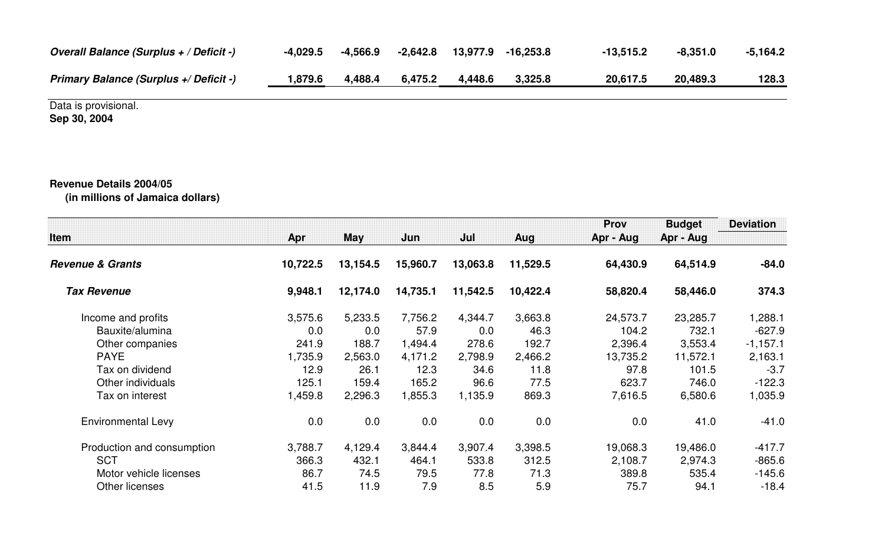| | | | | | | | | |
|---|---|---|---|---|---|---|---|---|
| ***Overall Balance (Surplus + / Deficit -)*** | **-4,029.5** | **-4,566.9** | **-2,642.8** | **13,977.9** | **-16,253.8** | **-13,515.2** | **-8,351.0** | **-5,164.2** |
| ***Primary Balance (Surplus +/ Deficit -)*** | **1,879.6** | **4,488.4** | **6,475.2** | **4,448.6** | **3,325.8** | **20,617.5** | **20,489.3** | **128.3** |

Data is provisional.
**Sep 30, 2004**

**Revenue Details 2004/05**
**(in millions of Jamaica dollars)**

| Item | Apr | May | Jun | Jul | Aug | Prov Apr - Aug | Budget Apr - Aug | Deviation |
|---|---|---|---|---|---|---|---|---|
| ***Revenue & Grants*** | **10,722.5** | **13,154.5** | **15,960.7** | **13,063.8** | **11,529.5** | **64,430.9** | **64,514.9** | **-84.0** |
| ***Tax Revenue*** | **9,948.1** | **12,174.0** | **14,735.1** | **11,542.5** | **10,422.4** | **58,820.4** | **58,446.0** | **374.3** |
| Income and profits | 3,575.6 | 5,233.5 | 7,756.2 | 4,344.7 | 3,663.8 | 24,573.7 | 23,285.7 | 1,288.1 |
| Bauxite/alumina | 0.0 | 0.0 | 57.9 | 0.0 | 46.3 | 104.2 | 732.1 | -627.9 |
| Other companies | 241.9 | 188.7 | 1,494.4 | 278.6 | 192.7 | 2,396.4 | 3,553.4 | -1,157.1 |
| PAYE | 1,735.9 | 2,563.0 | 4,171.2 | 2,798.9 | 2,466.2 | 13,735.2 | 11,572.1 | 2,163.1 |
| Tax on dividend | 12.9 | 26.1 | 12.3 | 34.6 | 11.8 | 97.8 | 101.5 | -3.7 |
| Other individuals | 125.1 | 159.4 | 165.2 | 96.6 | 77.5 | 623.7 | 746.0 | -122.3 |
| Tax on interest | 1,459.8 | 2,296.3 | 1,855.3 | 1,135.9 | 869.3 | 7,616.5 | 6,580.6 | 1,035.9 |
| Environmental Levy | 0.0 | 0.0 | 0.0 | 0.0 | 0.0 | 0.0 | 41.0 | -41.0 |
| Production and consumption | 3,788.7 | 4,129.4 | 3,844.4 | 3,907.4 | 3,398.5 | 19,068.3 | 19,486.0 | -417.7 |
| SCT | 366.3 | 432.1 | 464.1 | 533.8 | 312.5 | 2,108.7 | 2,974.3 | -865.6 |
| Motor vehicle licenses | 86.7 | 74.5 | 79.5 | 77.8 | 71.3 | 389.8 | 535.4 | -145.6 |
| Other licenses | 41.5 | 11.9 | 7.9 | 8.5 | 5.9 | 75.7 | 94.1 | -18.4 |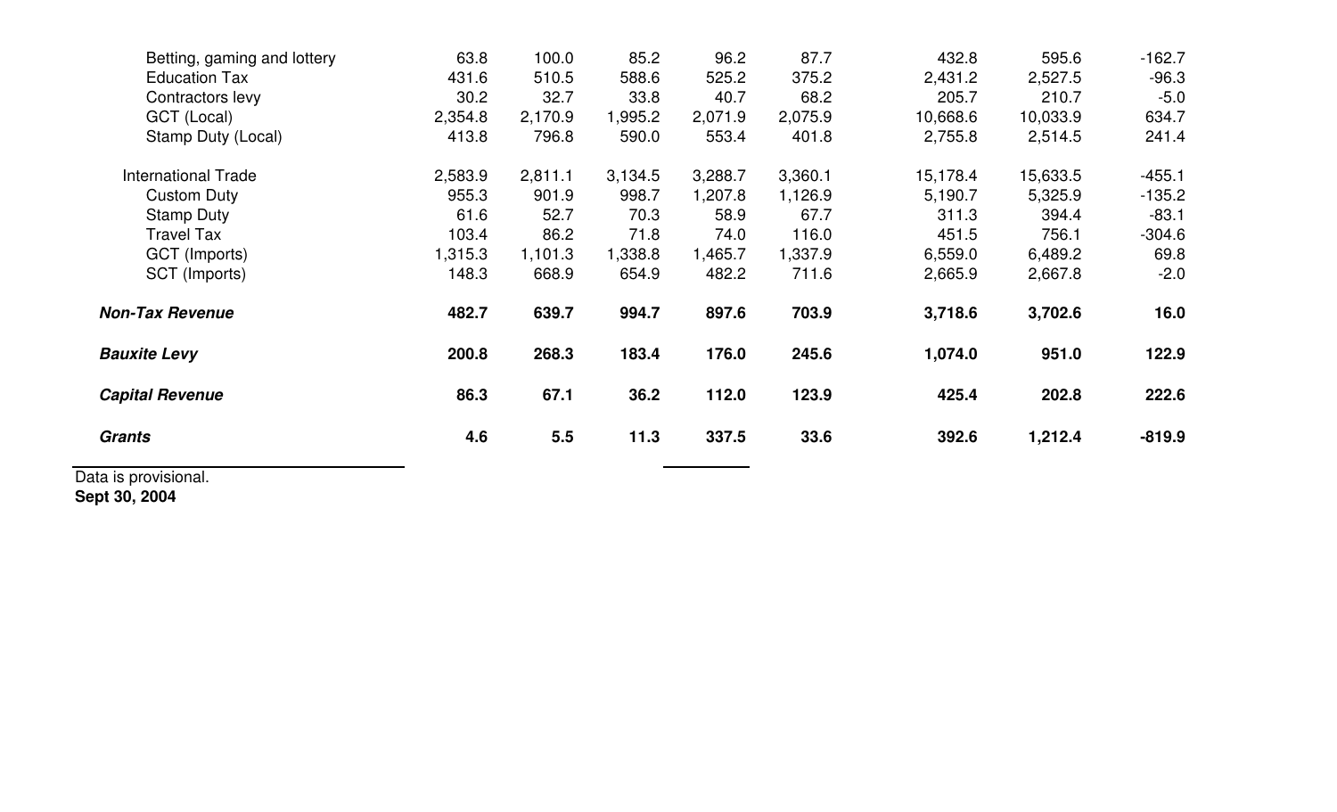| | | | | | | | | |
|---|---|---|---|---|---|---|---|---|
| Betting, gaming and lottery | 63.8 | 100.0 | 85.2 | 96.2 | 87.7 | 432.8 | 595.6 | -162.7 |
| Education Tax | 431.6 | 510.5 | 588.6 | 525.2 | 375.2 | 2,431.2 | 2,527.5 | -96.3 |
| Contractors levy | 30.2 | 32.7 | 33.8 | 40.7 | 68.2 | 205.7 | 210.7 | -5.0 |
| GCT (Local) | 2,354.8 | 2,170.9 | 1,995.2 | 2,071.9 | 2,075.9 | 10,668.6 | 10,033.9 | 634.7 |
| Stamp Duty (Local) | 413.8 | 796.8 | 590.0 | 553.4 | 401.8 | 2,755.8 | 2,514.5 | 241.4 |
| International Trade | 2,583.9 | 2,811.1 | 3,134.5 | 3,288.7 | 3,360.1 | 15,178.4 | 15,633.5 | -455.1 |
| Custom Duty | 955.3 | 901.9 | 998.7 | 1,207.8 | 1,126.9 | 5,190.7 | 5,325.9 | -135.2 |
| Stamp Duty | 61.6 | 52.7 | 70.3 | 58.9 | 67.7 | 311.3 | 394.4 | -83.1 |
| Travel Tax | 103.4 | 86.2 | 71.8 | 74.0 | 116.0 | 451.5 | 756.1 | -304.6 |
| GCT (Imports) | 1,315.3 | 1,101.3 | 1,338.8 | 1,465.7 | 1,337.9 | 6,559.0 | 6,489.2 | 69.8 |
| SCT (Imports) | 148.3 | 668.9 | 654.9 | 482.2 | 711.6 | 2,665.9 | 2,667.8 | -2.0 |
| ***Non-Tax Revenue*** | **482.7** | **639.7** | **994.7** | **897.6** | **703.9** | **3,718.6** | **3,702.6** | **16.0** |
| ***Bauxite Levy*** | **200.8** | **268.3** | **183.4** | **176.0** | **245.6** | **1,074.0** | **951.0** | **122.9** |
| ***Capital Revenue*** | **86.3** | **67.1** | **36.2** | **112.0** | **123.9** | **425.4** | **202.8** | **222.6** |
| ***Grants*** | **4.6** | **5.5** | **11.3** | **337.5** | **33.6** | **392.6** | **1,212.4** | **-819.9** |

Data is provisional.

**Sept 30, 2004**